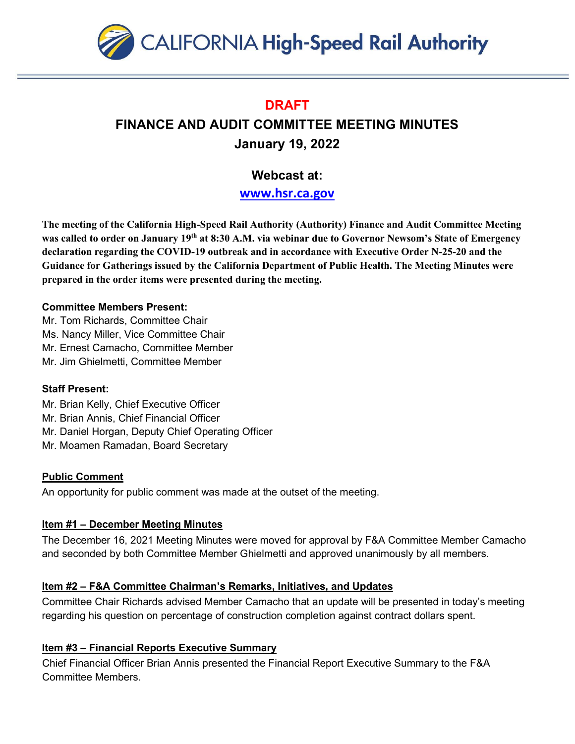CALIFORNIA High-Speed Rail Authority

# DRAFT

# FINANCE AND AUDIT COMMITTEE MEETING MINUTES

## January 19, 2022

### Webcast at:

### www.hsr.ca.gov

**The meeting of the California High-Speed Rail Authority (Authority) Finance and Audit Committee Meeting was called to order on January 19th at 8:30 A.M. via webinar due to Governor Newsom's State of Emergency declaration regarding the COVID-19 outbreak and in accordance with Executive Order N-25-20 and the Guidance for Gatherings issued by the California Department of Public Health. The Meeting Minutes were prepared in the order items were presented during the meeting.**

**Committee Members Present:**

Mr. Tom Richards, Committee Chair
Ms. Nancy Miller, Vice Committee Chair
Mr. Ernest Camacho, Committee Member
Mr. Jim Ghielmetti, Committee Member

**Staff Present:**

Mr. Brian Kelly, Chief Executive Officer
Mr. Brian Annis, Chief Financial Officer
Mr. Daniel Horgan, Deputy Chief Operating Officer
Mr. Moamen Ramadan, Board Secretary

**Public Comment**

An opportunity for public comment was made at the outset of the meeting.

**Item #1 – December Meeting Minutes**

The December 16, 2021 Meeting Minutes were moved for approval by F&A Committee Member Camacho and seconded by both Committee Member Ghielmetti and approved unanimously by all members.

**Item #2 – F&A Committee Chairman's Remarks, Initiatives, and Updates**

Committee Chair Richards advised Member Camacho that an update will be presented in today's meeting regarding his question on percentage of construction completion against contract dollars spent.

**Item #3 – Financial Reports Executive Summary**

Chief Financial Officer Brian Annis presented the Financial Report Executive Summary to the F&A Committee Members.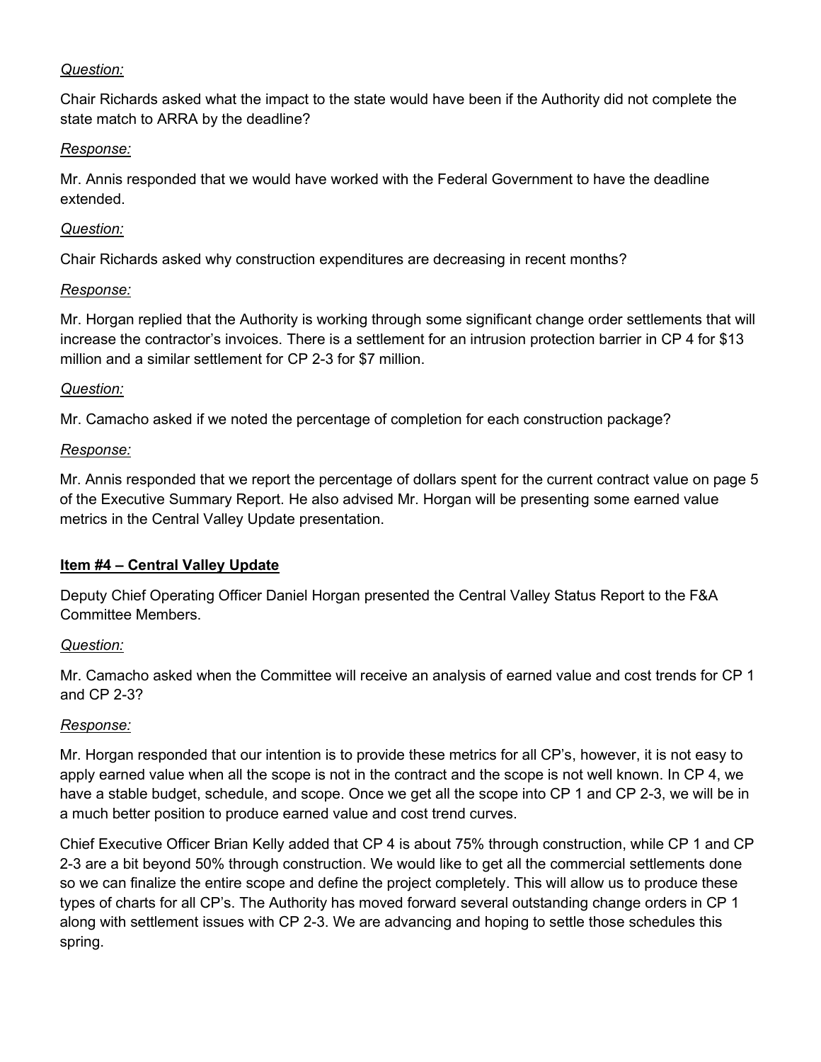*Question:*

Chair Richards asked what the impact to the state would have been if the Authority did not complete the state match to ARRA by the deadline?

*Response:*

Mr. Annis responded that we would have worked with the Federal Government to have the deadline extended.

*Question:*

Chair Richards asked why construction expenditures are decreasing in recent months?

*Response:*

Mr. Horgan replied that the Authority is working through some significant change order settlements that will increase the contractor's invoices. There is a settlement for an intrusion protection barrier in CP 4 for $13 million and a similar settlement for CP 2-3 for $7 million.

*Question:*

Mr. Camacho asked if we noted the percentage of completion for each construction package?

*Response:*

Mr. Annis responded that we report the percentage of dollars spent for the current contract value on page 5 of the Executive Summary Report. He also advised Mr. Horgan will be presenting some earned value metrics in the Central Valley Update presentation.

**Item #4 – Central Valley Update**

Deputy Chief Operating Officer Daniel Horgan presented the Central Valley Status Report to the F&A Committee Members.

*Question:*

Mr. Camacho asked when the Committee will receive an analysis of earned value and cost trends for CP 1 and CP 2-3?

*Response:*

Mr. Horgan responded that our intention is to provide these metrics for all CP's, however, it is not easy to apply earned value when all the scope is not in the contract and the scope is not well known. In CP 4, we have a stable budget, schedule, and scope. Once we get all the scope into CP 1 and CP 2-3, we will be in a much better position to produce earned value and cost trend curves.

Chief Executive Officer Brian Kelly added that CP 4 is about 75% through construction, while CP 1 and CP 2-3 are a bit beyond 50% through construction. We would like to get all the commercial settlements done so we can finalize the entire scope and define the project completely. This will allow us to produce these types of charts for all CP's. The Authority has moved forward several outstanding change orders in CP 1 along with settlement issues with CP 2-3. We are advancing and hoping to settle those schedules this spring.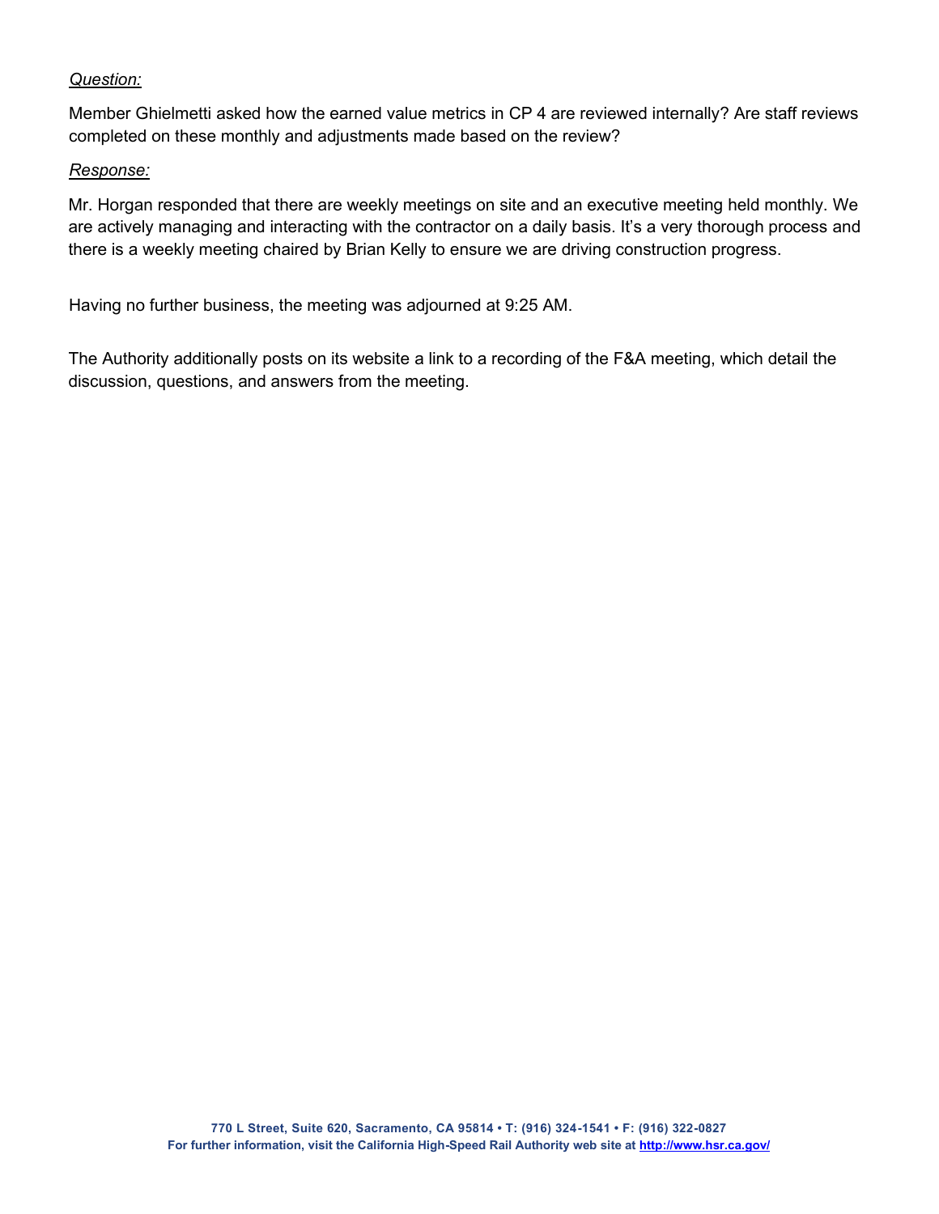*Question:*

Member Ghielmetti asked how the earned value metrics in CP 4 are reviewed internally? Are staff reviews completed on these monthly and adjustments made based on the review?

*Response:*

Mr. Horgan responded that there are weekly meetings on site and an executive meeting held monthly. We are actively managing and interacting with the contractor on a daily basis. It's a very thorough process and there is a weekly meeting chaired by Brian Kelly to ensure we are driving construction progress.

Having no further business, the meeting was adjourned at 9:25 AM.

The Authority additionally posts on its website a link to a recording of the F&A meeting, which detail the discussion, questions, and answers from the meeting.